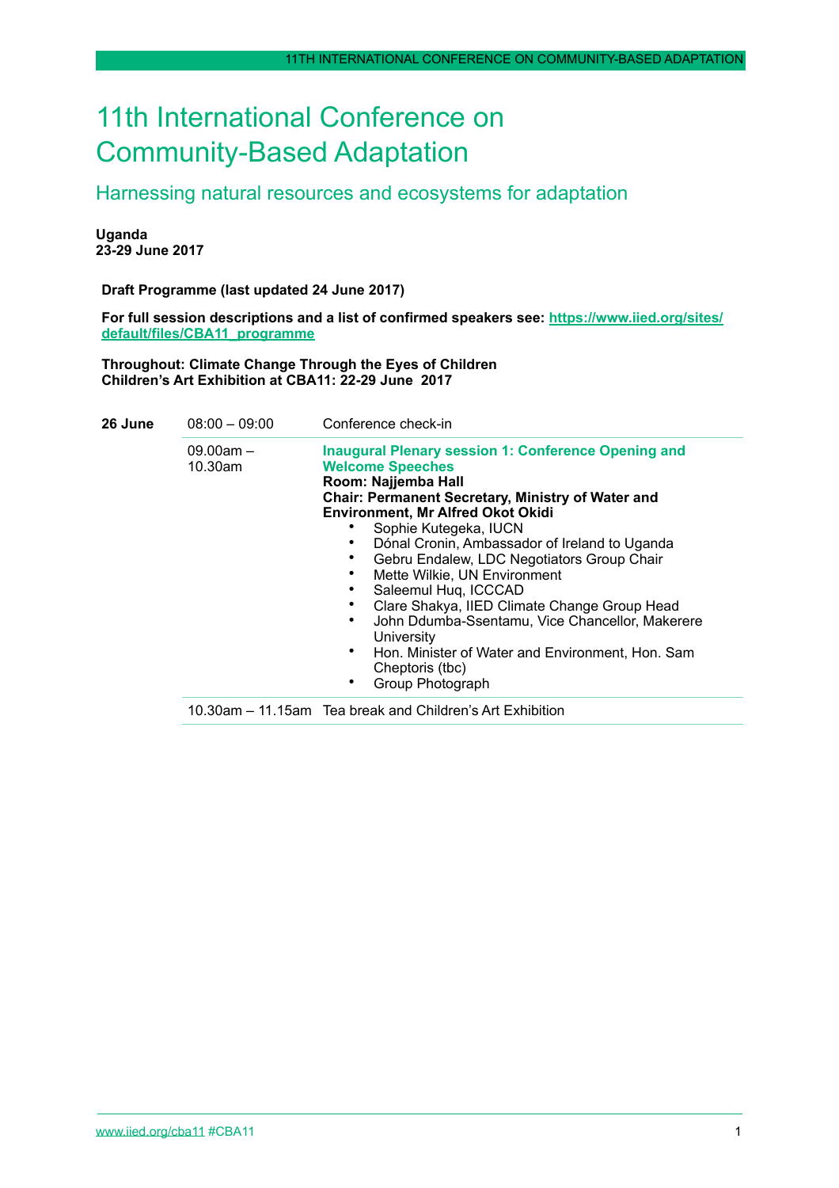# 11th International Conference on Community-Based Adaptation

## Harnessing natural resources and ecosystems for adaptation

**Uganda**
**23-29 June 2017**

**Draft Programme (last updated 24 June 2017)**

**For full session descriptions and a list of confirmed speakers see: [https://www.iied.org/sites/default/files/CBA11_programme](https://www.iied.org/sites/default/files/CBA11_programme)**

**Throughout: Climate Change Through the Eyes of Children**
**Children's Art Exhibition at CBA11: 22-29 June 2017**

| | | |
|---|---|---|
| **26 June** | 08:00 – 09:00 | Conference check-in |
| | 09.00am – 10.30am | **Inaugural Plenary session 1: Conference Opening and Welcome Speeches**<br>**Room: Najjemba Hall**<br>**Chair: Permanent Secretary, Ministry of Water and Environment, Mr Alfred Okot Okidi**<br>• Sophie Kutegeka, IUCN<br>• Dónal Cronin, Ambassador of Ireland to Uganda<br>• Gebru Endalew, LDC Negotiators Group Chair<br>• Mette Wilkie, UN Environment<br>• Saleemul Huq, ICCCAD<br>• Clare Shakya, IIED Climate Change Group Head<br>• John Ddumba-Ssentamu, Vice Chancellor, Makerere University<br>• Hon. Minister of Water and Environment, Hon. Sam Cheptoris (tbc)<br>• Group Photograph |
| | 10.30am – 11.15am | Tea break and Children's Art Exhibition |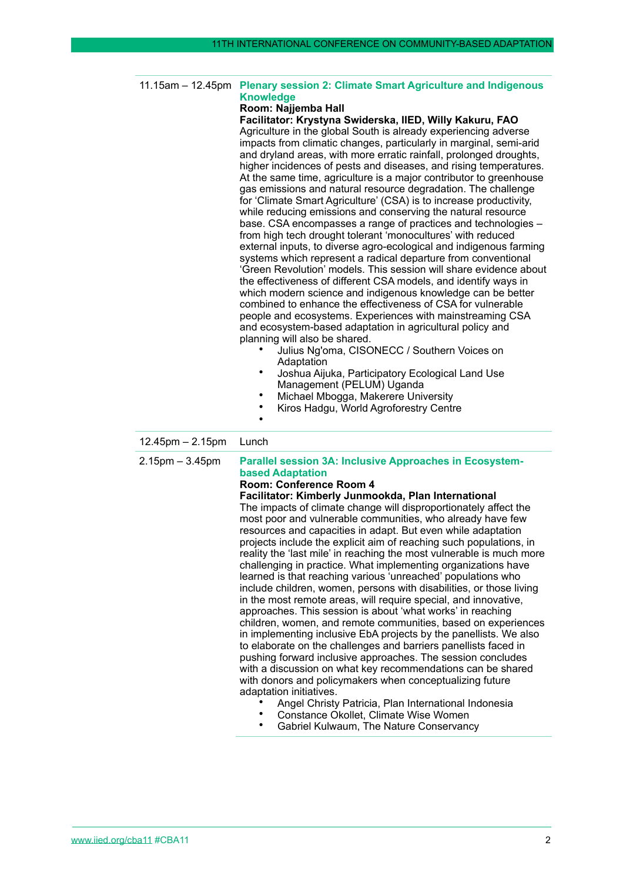**11.15am – 12.45pm**

## Plenary session 2: Climate Smart Agriculture and Indigenous Knowledge

**Room: Najjemba Hall**

**Facilitator: Krystyna Swiderska, IIED, Willy Kakuru, FAO**

Agriculture in the global South is already experiencing adverse impacts from climatic changes, particularly in marginal, semi-arid and dryland areas, with more erratic rainfall, prolonged droughts, higher incidences of pests and diseases, and rising temperatures. At the same time, agriculture is a major contributor to greenhouse gas emissions and natural resource degradation. The challenge for 'Climate Smart Agriculture' (CSA) is to increase productivity, while reducing emissions and conserving the natural resource base. CSA encompasses a range of practices and technologies – from high tech drought tolerant 'monocultures' with reduced external inputs, to diverse agro-ecological and indigenous farming systems which represent a radical departure from conventional 'Green Revolution' models. This session will share evidence about the effectiveness of different CSA models, and identify ways in which modern science and indigenous knowledge can be better combined to enhance the effectiveness of CSA for vulnerable people and ecosystems. Experiences with mainstreaming CSA and ecosystem-based adaptation in agricultural policy and planning will also be shared.

- Julius Ng'oma, CISONECC / Southern Voices on Adaptation
- Joshua Aijuka, Participatory Ecological Land Use Management (PELUM) Uganda
- Michael Mbogga, Makerere University
- Kiros Hadgu, World Agroforestry Centre
-

**12.45pm – 2.15pm** Lunch

**2.15pm – 3.45pm**

## Parallel session 3A: Inclusive Approaches in Ecosystem-based Adaptation

**Room: Conference Room 4**

**Facilitator: Kimberly Junmookda, Plan International**

The impacts of climate change will disproportionately affect the most poor and vulnerable communities, who already have few resources and capacities in adapt. But even while adaptation projects include the explicit aim of reaching such populations, in reality the 'last mile' in reaching the most vulnerable is much more challenging in practice. What implementing organizations have learned is that reaching various 'unreached' populations who include children, women, persons with disabilities, or those living in the most remote areas, will require special, and innovative, approaches. This session is about 'what works' in reaching children, women, and remote communities, based on experiences in implementing inclusive EbA projects by the panellists. We also to elaborate on the challenges and barriers panellists faced in pushing forward inclusive approaches. The session concludes with a discussion on what key recommendations can be shared with donors and policymakers when conceptualizing future adaptation initiatives.

- Angel Christy Patricia, Plan International Indonesia
- Constance Okollet, Climate Wise Women
- Gabriel Kulwaum, The Nature Conservancy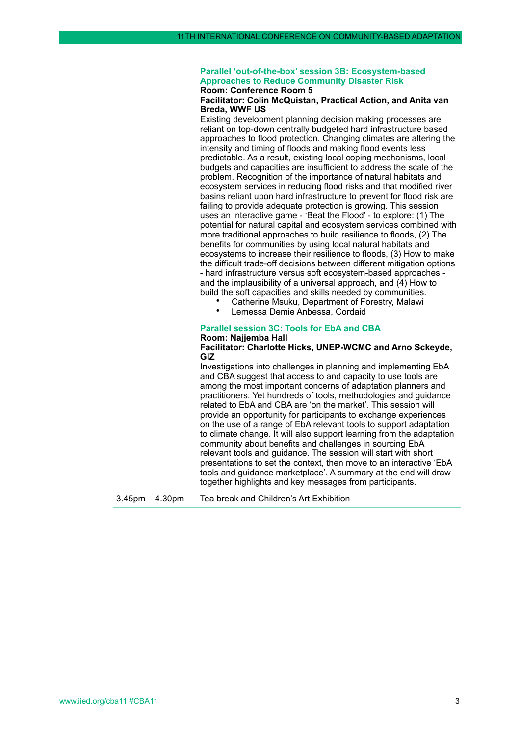### Parallel 'out-of-the-box' session 3B: Ecosystem-based Approaches to Reduce Community Disaster Risk

**Room: Conference Room 5**

**Facilitator: Colin McQuistan, Practical Action, and Anita van Breda, WWF US**

Existing development planning decision making processes are reliant on top-down centrally budgeted hard infrastructure based approaches to flood protection. Changing climates are altering the intensity and timing of floods and making flood events less predictable. As a result, existing local coping mechanisms, local budgets and capacities are insufficient to address the scale of the problem. Recognition of the importance of natural habitats and ecosystem services in reducing flood risks and that modified river basins reliant upon hard infrastructure to prevent for flood risk are failing to provide adequate protection is growing. This session uses an interactive game - 'Beat the Flood' - to explore: (1) The potential for natural capital and ecosystem services combined with more traditional approaches to build resilience to floods, (2) The benefits for communities by using local natural habitats and ecosystems to increase their resilience to floods, (3) How to make the difficult trade-off decisions between different mitigation options - hard infrastructure versus soft ecosystem-based approaches - and the implausibility of a universal approach, and (4) How to build the soft capacities and skills needed by communities.

- Catherine Msuku, Department of Forestry, Malawi
- Lemessa Demie Anbessa, Cordaid

### Parallel session 3C: Tools for EbA and CBA

**Room: Najjemba Hall**

**Facilitator: Charlotte Hicks, UNEP-WCMC and Arno Sckeyde, GIZ**

Investigations into challenges in planning and implementing EbA and CBA suggest that access to and capacity to use tools are among the most important concerns of adaptation planners and practitioners. Yet hundreds of tools, methodologies and guidance related to EbA and CBA are 'on the market'. This session will provide an opportunity for participants to exchange experiences on the use of a range of EbA relevant tools to support adaptation to climate change. It will also support learning from the adaptation community about benefits and challenges in sourcing EbA relevant tools and guidance. The session will start with short presentations to set the context, then move to an interactive 'EbA tools and guidance marketplace'. A summary at the end will draw together highlights and key messages from participants.

3.45pm – 4.30pm Tea break and Children's Art Exhibition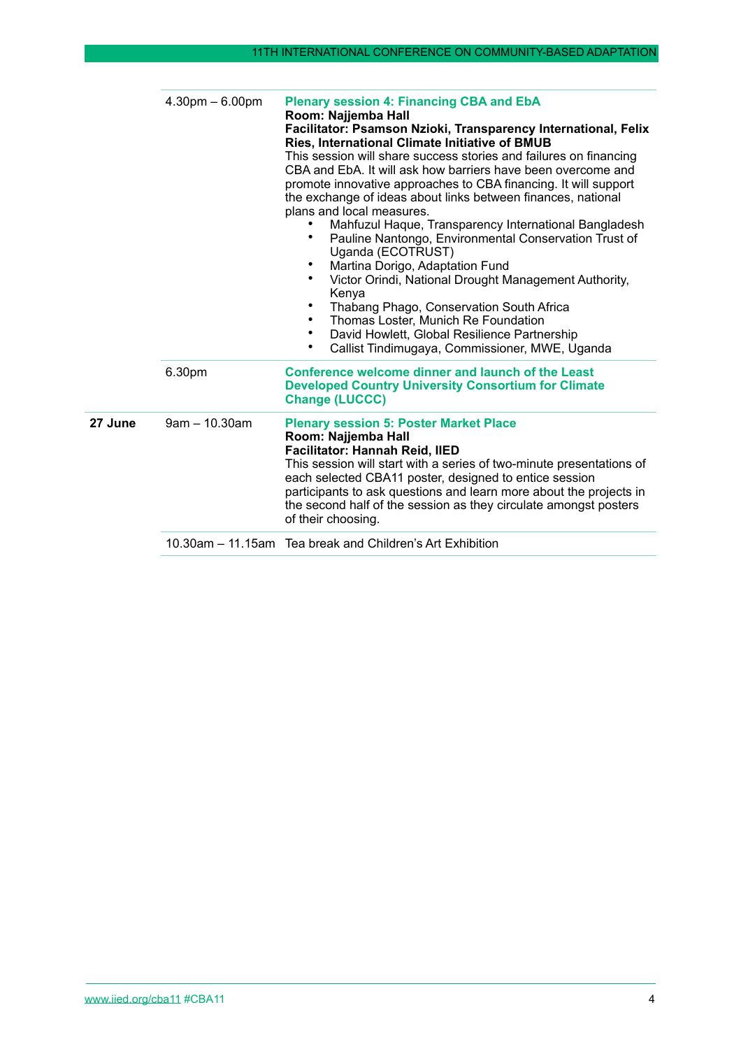| | | |
|---|---|---|
| | 4.30pm – 6.00pm | **Plenary session 4: Financing CBA and EbA**<br>**Room: Najjemba Hall**<br>**Facilitator: Psamson Nzioki, Transparency International, Felix Ries, International Climate Initiative of BMUB**<br>This session will share success stories and failures on financing CBA and EbA. It will ask how barriers have been overcome and promote innovative approaches to CBA financing. It will support the exchange of ideas about links between finances, national plans and local measures.<br>• Mahfuzul Haque, Transparency International Bangladesh<br>• Pauline Nantongo, Environmental Conservation Trust of Uganda (ECOTRUST)<br>• Martina Dorigo, Adaptation Fund<br>• Victor Orindi, National Drought Management Authority, Kenya<br>• Thabang Phago, Conservation South Africa<br>• Thomas Loster, Munich Re Foundation<br>• David Howlett, Global Resilience Partnership<br>• Callist Tindimugaya, Commissioner, MWE, Uganda |
| | 6.30pm | **Conference welcome dinner and launch of the Least Developed Country University Consortium for Climate Change (LUCCC)** |
| **27 June** | 9am – 10.30am | **Plenary session 5: Poster Market Place**<br>**Room: Najjemba Hall**<br>**Facilitator: Hannah Reid, IIED**<br>This session will start with a series of two-minute presentations of each selected CBA11 poster, designed to entice session participants to ask questions and learn more about the projects in the second half of the session as they circulate amongst posters of their choosing. |
| | 10.30am – 11.15am | Tea break and Children's Art Exhibition |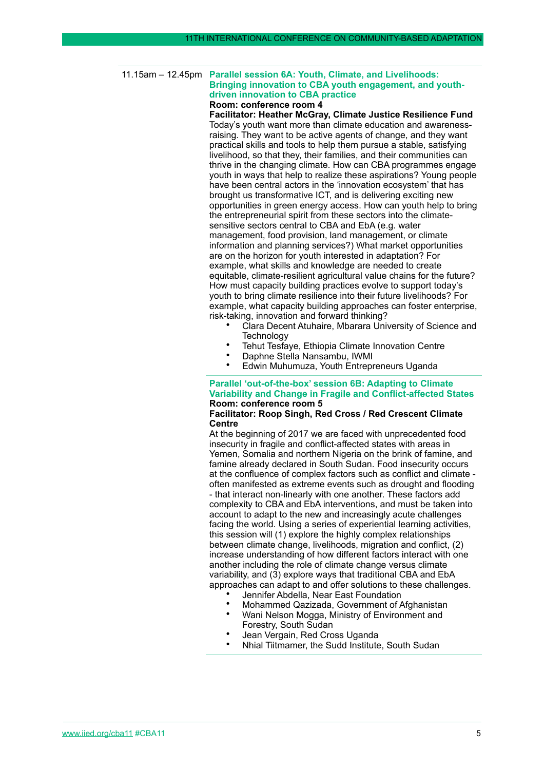11.15am – 12.45pm

### Parallel session 6A: Youth, Climate, and Livelihoods: Bringing innovation to CBA youth engagement, and youth-driven innovation to CBA practice

**Room: conference room 4**

**Facilitator: Heather McGray, Climate Justice Resilience Fund**

Today's youth want more than climate education and awareness-raising. They want to be active agents of change, and they want practical skills and tools to help them pursue a stable, satisfying livelihood, so that they, their families, and their communities can thrive in the changing climate. How can CBA programmes engage youth in ways that help to realize these aspirations? Young people have been central actors in the 'innovation ecosystem' that has brought us transformative ICT, and is delivering exciting new opportunities in green energy access. How can youth help to bring the entrepreneurial spirit from these sectors into the climate-sensitive sectors central to CBA and EbA (e.g. water management, food provision, land management, or climate information and planning services?) What market opportunities are on the horizon for youth interested in adaptation? For example, what skills and knowledge are needed to create equitable, climate-resilient agricultural value chains for the future? How must capacity building practices evolve to support today's youth to bring climate resilience into their future livelihoods? For example, what capacity building approaches can foster enterprise, risk-taking, innovation and forward thinking?

- Clara Decent Atuhaire, Mbarara University of Science and Technology
- Tehut Tesfaye, Ethiopia Climate Innovation Centre
- Daphne Stella Nansambu, IWMI
- Edwin Muhumuza, Youth Entrepreneurs Uganda

### Parallel 'out-of-the-box' session 6B: Adapting to Climate Variability and Change in Fragile and Conflict-affected States

**Room: conference room 5**

**Facilitator: Roop Singh, Red Cross / Red Crescent Climate Centre**

At the beginning of 2017 we are faced with unprecedented food insecurity in fragile and conflict-affected states with areas in Yemen, Somalia and northern Nigeria on the brink of famine, and famine already declared in South Sudan. Food insecurity occurs at the confluence of complex factors such as conflict and climate - often manifested as extreme events such as drought and flooding - that interact non-linearly with one another. These factors add complexity to CBA and EbA interventions, and must be taken into account to adapt to the new and increasingly acute challenges facing the world. Using a series of experiential learning activities, this session will (1) explore the highly complex relationships between climate change, livelihoods, migration and conflict, (2) increase understanding of how different factors interact with one another including the role of climate change versus climate variability, and (3) explore ways that traditional CBA and EbA approaches can adapt to and offer solutions to these challenges.

- Jennifer Abdella, Near East Foundation
- Mohammed Qazizada, Government of Afghanistan
- Wani Nelson Mogga, Ministry of Environment and Forestry, South Sudan
- Jean Vergain, Red Cross Uganda
- Nhial Tiitmamer, the Sudd Institute, South Sudan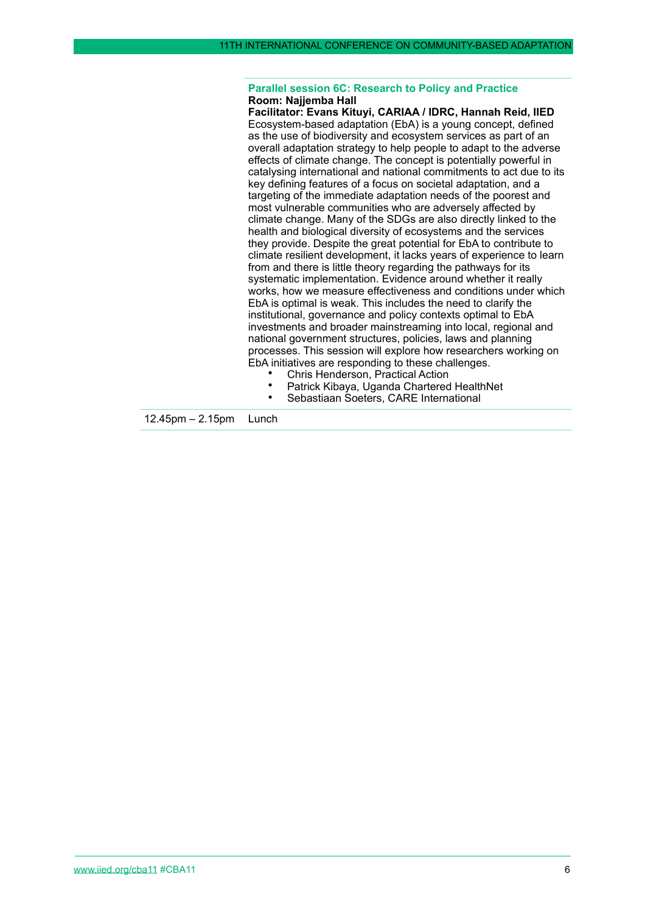### Parallel session 6C: Research to Policy and Practice

**Room: Najjemba Hall**

**Facilitator: Evans Kituyi, CARIAA / IDRC, Hannah Reid, IIED**

Ecosystem-based adaptation (EbA) is a young concept, defined as the use of biodiversity and ecosystem services as part of an overall adaptation strategy to help people to adapt to the adverse effects of climate change. The concept is potentially powerful in catalysing international and national commitments to act due to its key defining features of a focus on societal adaptation, and a targeting of the immediate adaptation needs of the poorest and most vulnerable communities who are adversely affected by climate change. Many of the SDGs are also directly linked to the health and biological diversity of ecosystems and the services they provide. Despite the great potential for EbA to contribute to climate resilient development, it lacks years of experience to learn from and there is little theory regarding the pathways for its systematic implementation. Evidence around whether it really works, how we measure effectiveness and conditions under which EbA is optimal is weak. This includes the need to clarify the institutional, governance and policy contexts optimal to EbA investments and broader mainstreaming into local, regional and national government structures, policies, laws and planning processes. This session will explore how researchers working on EbA initiatives are responding to these challenges.

- Chris Henderson, Practical Action
- Patrick Kibaya, Uganda Chartered HealthNet
- Sebastiaan Soeters, CARE International

| | |
|---|---|
| 12.45pm – 2.15pm | Lunch |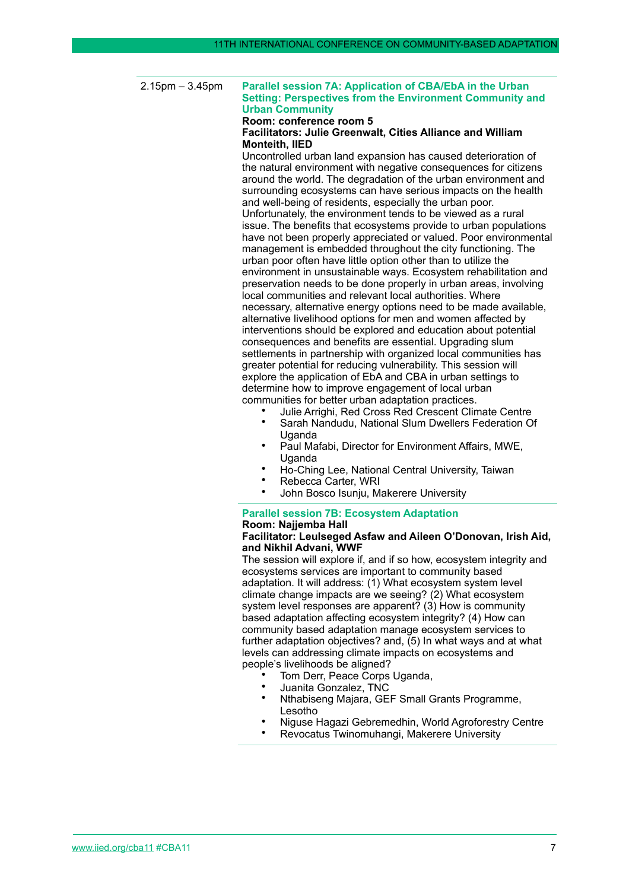2.15pm – 3.45pm

**Parallel session 7A: Application of CBA/EbA in the Urban Setting: Perspectives from the Environment Community and Urban Community**

**Room: conference room 5**

**Facilitators: Julie Greenwalt, Cities Alliance and William Monteith, IIED**

Uncontrolled urban land expansion has caused deterioration of the natural environment with negative consequences for citizens around the world. The degradation of the urban environment and surrounding ecosystems can have serious impacts on the health and well-being of residents, especially the urban poor. Unfortunately, the environment tends to be viewed as a rural issue. The benefits that ecosystems provide to urban populations have not been properly appreciated or valued. Poor environmental management is embedded throughout the city functioning. The urban poor often have little option other than to utilize the environment in unsustainable ways. Ecosystem rehabilitation and preservation needs to be done properly in urban areas, involving local communities and relevant local authorities. Where necessary, alternative energy options need to be made available, alternative livelihood options for men and women affected by interventions should be explored and education about potential consequences and benefits are essential. Upgrading slum settlements in partnership with organized local communities has greater potential for reducing vulnerability. This session will explore the application of EbA and CBA in urban settings to determine how to improve engagement of local urban communities for better urban adaptation practices.

- Julie Arrighi, Red Cross Red Crescent Climate Centre
- Sarah Nandudu, National Slum Dwellers Federation Of Uganda
- Paul Mafabi, Director for Environment Affairs, MWE, Uganda
- Ho-Ching Lee, National Central University, Taiwan
- Rebecca Carter, WRI
- John Bosco Isunju, Makerere University

**Parallel session 7B: Ecosystem Adaptation**

**Room: Najjemba Hall**

**Facilitator: Leulseged Asfaw and Aileen O'Donovan, Irish Aid, and Nikhil Advani, WWF**

The session will explore if, and if so how, ecosystem integrity and ecosystems services are important to community based adaptation. It will address: (1) What ecosystem system level climate change impacts are we seeing? (2) What ecosystem system level responses are apparent? (3) How is community based adaptation affecting ecosystem integrity? (4) How can community based adaptation manage ecosystem services to further adaptation objectives? and, (5) In what ways and at what levels can addressing climate impacts on ecosystems and people's livelihoods be aligned?

- Tom Derr, Peace Corps Uganda,
- Juanita Gonzalez, TNC
- Nthabiseng Majara, GEF Small Grants Programme, Lesotho
- Niguse Hagazi Gebremedhin, World Agroforestry Centre
- Revocatus Twinomuhangi, Makerere University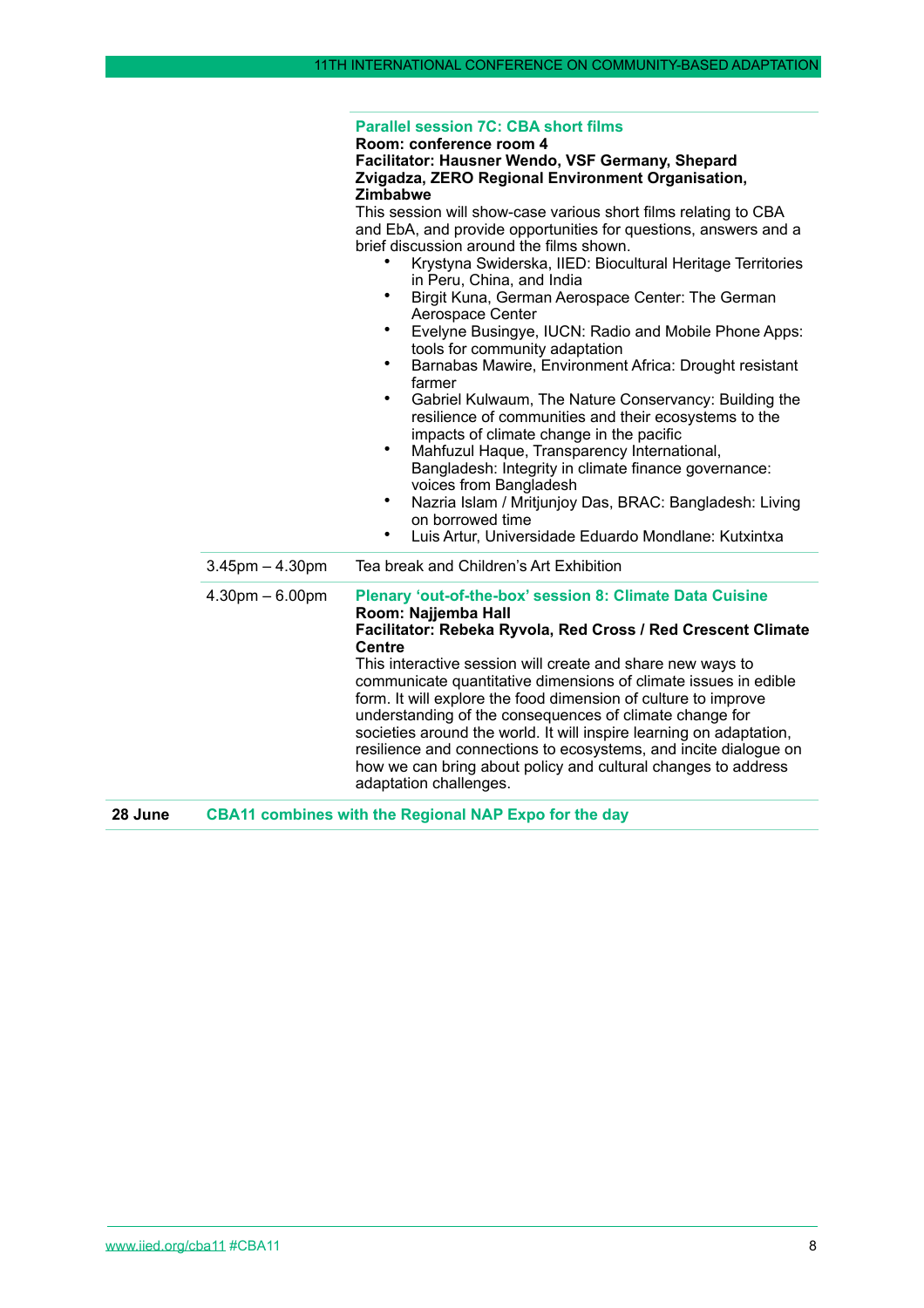**Parallel session 7C: CBA short films**
**Room: conference room 4**
**Facilitator: Hausner Wendo, VSF Germany, Shepard Zvigadza, ZERO Regional Environment Organisation, Zimbabwe**

This session will show-case various short films relating to CBA and EbA, and provide opportunities for questions, answers and a brief discussion around the films shown.

- Krystyna Swiderska, IIED: Biocultural Heritage Territories in Peru, China, and India
- Birgit Kuna, German Aerospace Center: The German Aerospace Center
- Evelyne Busingye, IUCN: Radio and Mobile Phone Apps: tools for community adaptation
- Barnabas Mawire, Environment Africa: Drought resistant farmer
- Gabriel Kulwaum, The Nature Conservancy: Building the resilience of communities and their ecosystems to the impacts of climate change in the pacific
- Mahfuzul Haque, Transparency International, Bangladesh: Integrity in climate finance governance: voices from Bangladesh
- Nazria Islam / Mritjunjoy Das, BRAC: Bangladesh: Living on borrowed time
- Luis Artur, Universidade Eduardo Mondlane: Kutxintxa

3.45pm – 4.30pm — Tea break and Children's Art Exhibition

4.30pm – 6.00pm

**Plenary 'out-of-the-box' session 8: Climate Data Cuisine**
**Room: Najjemba Hall**
**Facilitator: Rebeka Ryvola, Red Cross / Red Crescent Climate Centre**

This interactive session will create and share new ways to communicate quantitative dimensions of climate issues in edible form. It will explore the food dimension of culture to improve understanding of the consequences of climate change for societies around the world. It will inspire learning on adaptation, resilience and connections to ecosystems, and incite dialogue on how we can bring about policy and cultural changes to address adaptation challenges.

**28 June** — **CBA11 combines with the Regional NAP Expo for the day**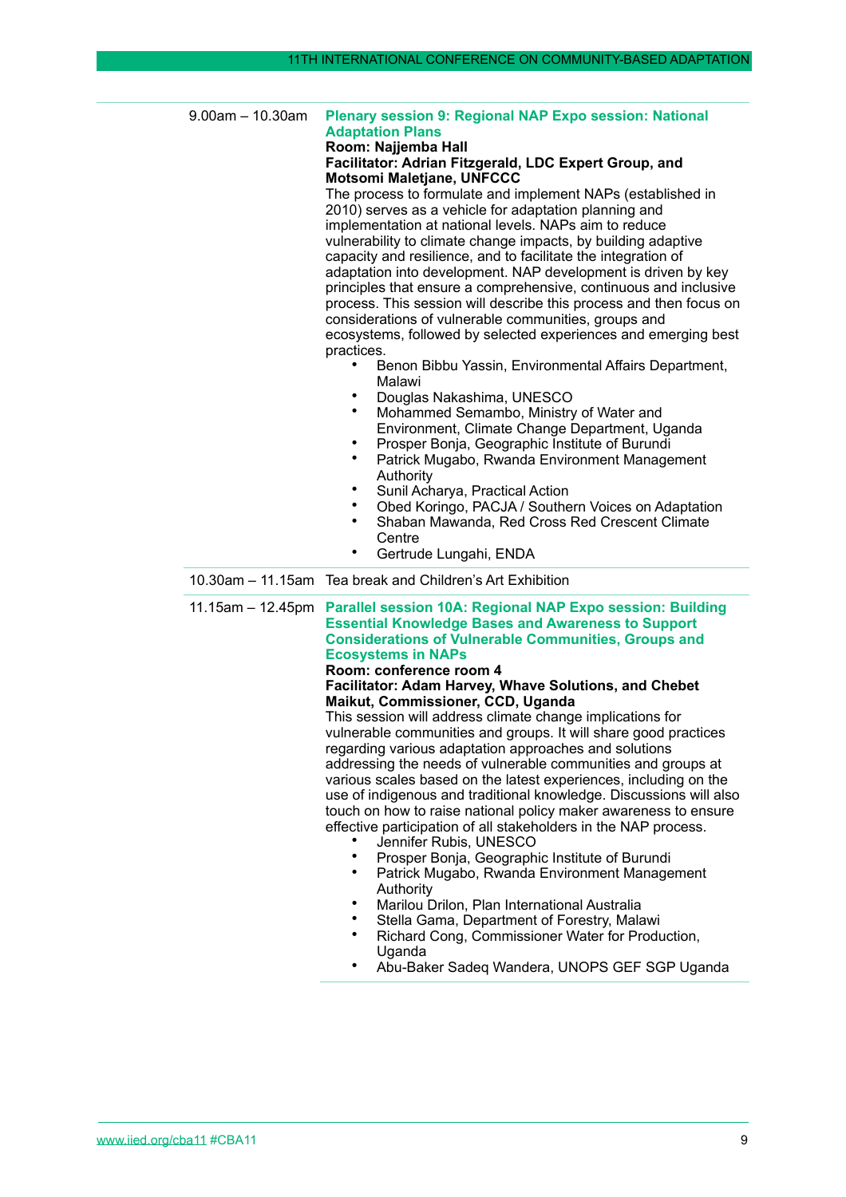**9.00am – 10.30am**

### Plenary session 9: Regional NAP Expo session: National Adaptation Plans

**Room: Najjemba Hall**

**Facilitator: Adrian Fitzgerald, LDC Expert Group, and Motsomi Maletjane, UNFCCC**

The process to formulate and implement NAPs (established in 2010) serves as a vehicle for adaptation planning and implementation at national levels. NAPs aim to reduce vulnerability to climate change impacts, by building adaptive capacity and resilience, and to facilitate the integration of adaptation into development. NAP development is driven by key principles that ensure a comprehensive, continuous and inclusive process. This session will describe this process and then focus on considerations of vulnerable communities, groups and ecosystems, followed by selected experiences and emerging best practices.

- Benon Bibbu Yassin, Environmental Affairs Department, Malawi
- Douglas Nakashima, UNESCO
- Mohammed Semambo, Ministry of Water and Environment, Climate Change Department, Uganda
- Prosper Bonja, Geographic Institute of Burundi
- Patrick Mugabo, Rwanda Environment Management Authority
- Sunil Acharya, Practical Action
- Obed Koringo, PACJA / Southern Voices on Adaptation
- Shaban Mawanda, Red Cross Red Crescent Climate Centre
- Gertrude Lungahi, ENDA

**10.30am – 11.15am** Tea break and Children's Art Exhibition

**11.15am – 12.45pm**

### Parallel session 10A: Regional NAP Expo session: Building Essential Knowledge Bases and Awareness to Support Considerations of Vulnerable Communities, Groups and Ecosystems in NAPs

**Room: conference room 4**

**Facilitator: Adam Harvey, Whave Solutions, and Chebet Maikut, Commissioner, CCD, Uganda**

This session will address climate change implications for vulnerable communities and groups. It will share good practices regarding various adaptation approaches and solutions addressing the needs of vulnerable communities and groups at various scales based on the latest experiences, including on the use of indigenous and traditional knowledge. Discussions will also touch on how to raise national policy maker awareness to ensure effective participation of all stakeholders in the NAP process.

- Jennifer Rubis, UNESCO
- Prosper Bonja, Geographic Institute of Burundi
- Patrick Mugabo, Rwanda Environment Management Authority
- Marilou Drilon, Plan International Australia
- Stella Gama, Department of Forestry, Malawi
- Richard Cong, Commissioner Water for Production, Uganda
- Abu-Baker Sadeq Wandera, UNOPS GEF SGP Uganda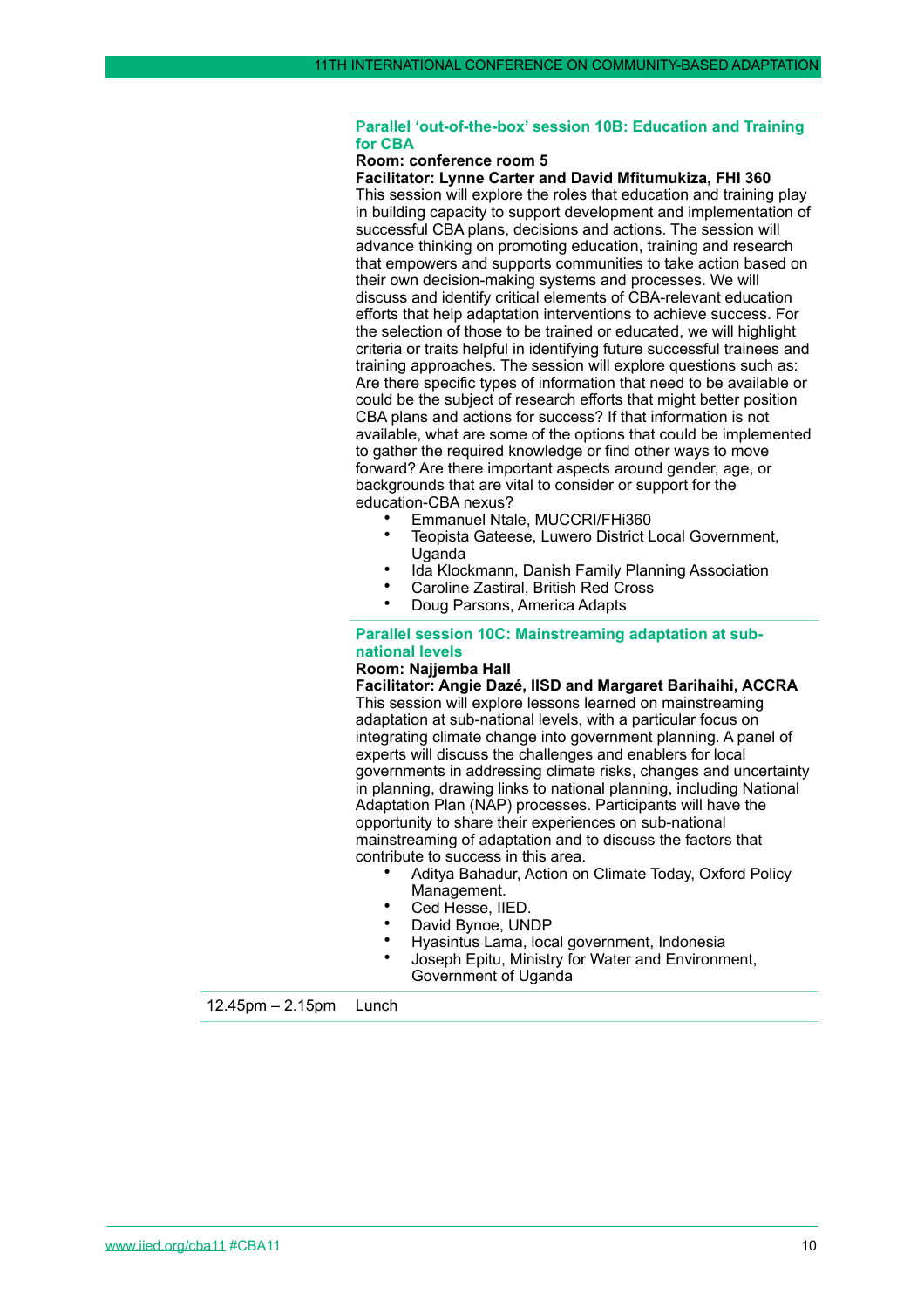### Parallel ‘out-of-the-box’ session 10B: Education and Training for CBA

**Room: conference room 5**

**Facilitator: Lynne Carter and David Mfitumukiza, FHI 360**

This session will explore the roles that education and training play in building capacity to support development and implementation of successful CBA plans, decisions and actions. The session will advance thinking on promoting education, training and research that empowers and supports communities to take action based on their own decision-making systems and processes. We will discuss and identify critical elements of CBA-relevant education efforts that help adaptation interventions to achieve success. For the selection of those to be trained or educated, we will highlight criteria or traits helpful in identifying future successful trainees and training approaches. The session will explore questions such as: Are there specific types of information that need to be available or could be the subject of research efforts that might better position CBA plans and actions for success? If that information is not available, what are some of the options that could be implemented to gather the required knowledge or find other ways to move forward? Are there important aspects around gender, age, or backgrounds that are vital to consider or support for the education-CBA nexus?

- Emmanuel Ntale, MUCCRI/FHi360
- Teopista Gateese, Luwero District Local Government, Uganda
- Ida Klockmann, Danish Family Planning Association
- Caroline Zastiral, British Red Cross
- Doug Parsons, America Adapts

### Parallel session 10C: Mainstreaming adaptation at sub-national levels

**Room: Najjemba Hall**

**Facilitator: Angie Dazé, IISD and Margaret Barihaihi, ACCRA**

This session will explore lessons learned on mainstreaming adaptation at sub-national levels, with a particular focus on integrating climate change into government planning. A panel of experts will discuss the challenges and enablers for local governments in addressing climate risks, changes and uncertainty in planning, drawing links to national planning, including National Adaptation Plan (NAP) processes. Participants will have the opportunity to share their experiences on sub-national mainstreaming of adaptation and to discuss the factors that contribute to success in this area.

- Aditya Bahadur, Action on Climate Today, Oxford Policy Management.
- Ced Hesse, IIED.
- David Bynoe, UNDP
- Hyasintus Lama, local government, Indonesia
- Joseph Epitu, Ministry for Water and Environment, Government of Uganda

| 12.45pm – 2.15pm | Lunch |
|---|---|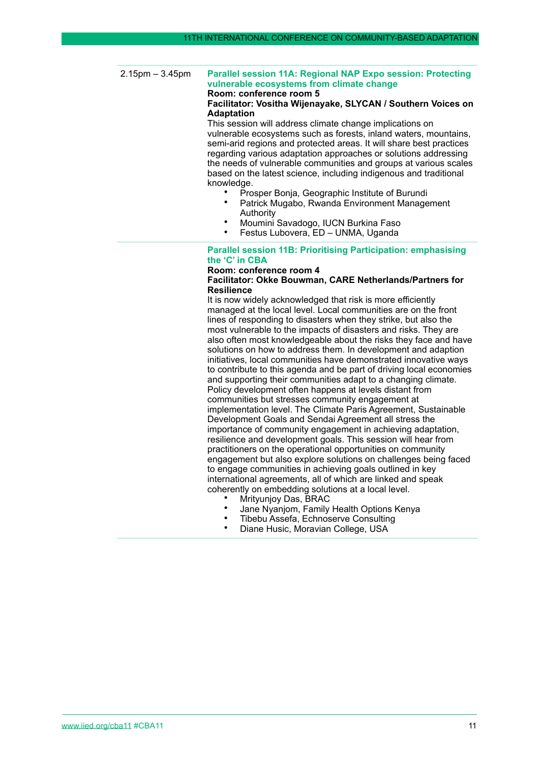2.15pm – 3.45pm

### Parallel session 11A: Regional NAP Expo session: Protecting vulnerable ecosystems from climate change

**Room: conference room 5**

**Facilitator: Vositha Wijenayake, SLYCAN / Southern Voices on Adaptation**

This session will address climate change implications on vulnerable ecosystems such as forests, inland waters, mountains, semi-arid regions and protected areas. It will share best practices regarding various adaptation approaches or solutions addressing the needs of vulnerable communities and groups at various scales based on the latest science, including indigenous and traditional knowledge.

- Prosper Bonja, Geographic Institute of Burundi
- Patrick Mugabo, Rwanda Environment Management Authority
- Moumini Savadogo, IUCN Burkina Faso
- Festus Lubovera, ED – UNMA, Uganda

### Parallel session 11B: Prioritising Participation: emphasising the 'C' in CBA

**Room: conference room 4**

**Facilitator: Okke Bouwman, CARE Netherlands/Partners for Resilience**

It is now widely acknowledged that risk is more efficiently managed at the local level. Local communities are on the front lines of responding to disasters when they strike, but also the most vulnerable to the impacts of disasters and risks. They are also often most knowledgeable about the risks they face and have solutions on how to address them. In development and adaption initiatives, local communities have demonstrated innovative ways to contribute to this agenda and be part of driving local economies and supporting their communities adapt to a changing climate. Policy development often happens at levels distant from communities but stresses community engagement at implementation level. The Climate Paris Agreement, Sustainable Development Goals and Sendai Agreement all stress the importance of community engagement in achieving adaptation, resilience and development goals. This session will hear from practitioners on the operational opportunities on community engagement but also explore solutions on challenges being faced to engage communities in achieving goals outlined in key international agreements, all of which are linked and speak coherently on embedding solutions at a local level.

- Mrityunjoy Das, BRAC
- Jane Nyanjom, Family Health Options Kenya
- Tibebu Assefa, Echnoserve Consulting
- Diane Husic, Moravian College, USA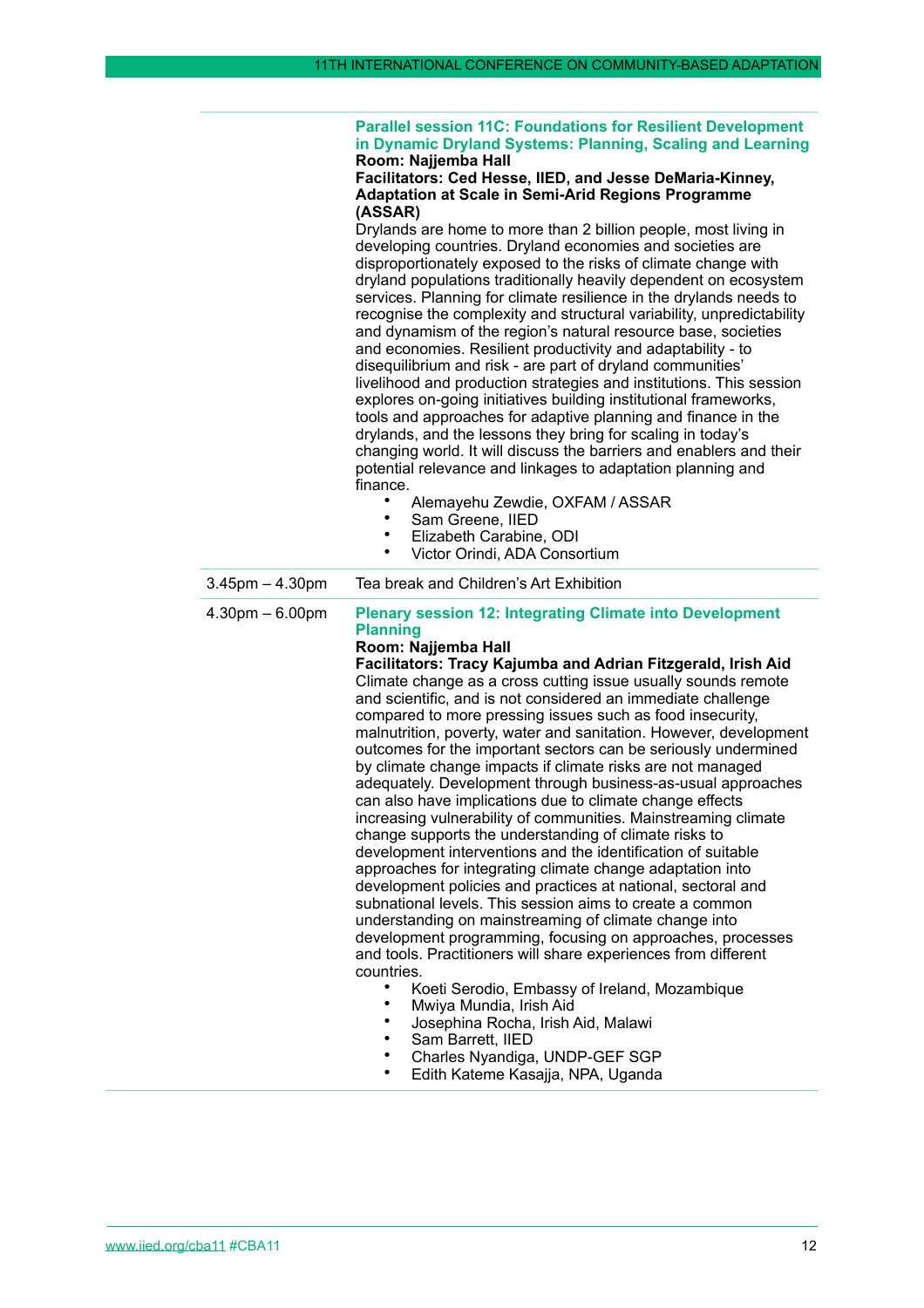### Parallel session 11C: Foundations for Resilient Development in Dynamic Dryland Systems: Planning, Scaling and Learning

**Room: Najjemba Hall**

**Facilitators: Ced Hesse, IIED, and Jesse DeMaria-Kinney, Adaptation at Scale in Semi-Arid Regions Programme (ASSAR)**

Drylands are home to more than 2 billion people, most living in developing countries. Dryland economies and societies are disproportionately exposed to the risks of climate change with dryland populations traditionally heavily dependent on ecosystem services. Planning for climate resilience in the drylands needs to recognise the complexity and structural variability, unpredictability and dynamism of the region's natural resource base, societies and economies. Resilient productivity and adaptability - to disequilibrium and risk - are part of dryland communities' livelihood and production strategies and institutions. This session explores on-going initiatives building institutional frameworks, tools and approaches for adaptive planning and finance in the drylands, and the lessons they bring for scaling in today's changing world. It will discuss the barriers and enablers and their potential relevance and linkages to adaptation planning and finance.

- Alemayehu Zewdie, OXFAM / ASSAR
- Sam Greene, IIED
- Elizabeth Carabine, ODI
- Victor Orindi, ADA Consortium

| 3.45pm – 4.30pm | Tea break and Children's Art Exhibition |
|---|---|

**4.30pm – 6.00pm**

### Plenary session 12: Integrating Climate into Development Planning

**Room: Najjemba Hall**

**Facilitators: Tracy Kajumba and Adrian Fitzgerald, Irish Aid**

Climate change as a cross cutting issue usually sounds remote and scientific, and is not considered an immediate challenge compared to more pressing issues such as food insecurity, malnutrition, poverty, water and sanitation. However, development outcomes for the important sectors can be seriously undermined by climate change impacts if climate risks are not managed adequately. Development through business-as-usual approaches can also have implications due to climate change effects increasing vulnerability of communities. Mainstreaming climate change supports the understanding of climate risks to development interventions and the identification of suitable approaches for integrating climate change adaptation into development policies and practices at national, sectoral and subnational levels. This session aims to create a common understanding on mainstreaming of climate change into development programming, focusing on approaches, processes and tools. Practitioners will share experiences from different countries.

- Koeti Serodio, Embassy of Ireland, Mozambique
- Mwiya Mundia, Irish Aid
- Josephina Rocha, Irish Aid, Malawi
- Sam Barrett, IIED
- Charles Nyandiga, UNDP-GEF SGP
- Edith Kateme Kasajja, NPA, Uganda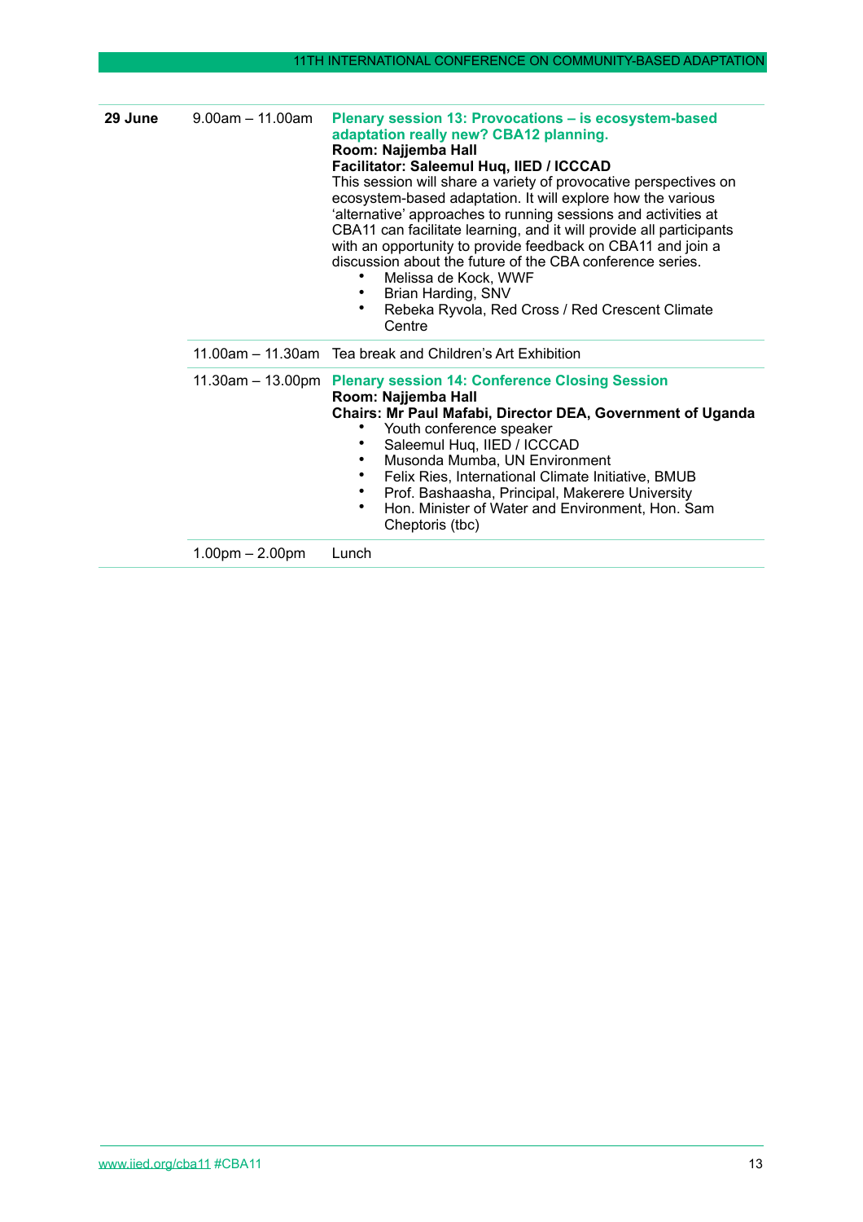| | | |
|---|---|---|
| **29 June** | 9.00am – 11.00am | **Plenary session 13: Provocations – is ecosystem-based adaptation really new? CBA12 planning.**<br>**Room: Najjemba Hall**<br>**Facilitator: Saleemul Huq, IIED / ICCCAD**<br>This session will share a variety of provocative perspectives on ecosystem-based adaptation. It will explore how the various 'alternative' approaches to running sessions and activities at CBA11 can facilitate learning, and it will provide all participants with an opportunity to provide feedback on CBA11 and join a discussion about the future of the CBA conference series.<br>• Melissa de Kock, WWF<br>• Brian Harding, SNV<br>• Rebeka Ryvola, Red Cross / Red Crescent Climate Centre |
| | 11.00am – 11.30am | Tea break and Children's Art Exhibition |
| | 11.30am – 13.00pm | **Plenary session 14: Conference Closing Session**<br>**Room: Najjemba Hall**<br>**Chairs: Mr Paul Mafabi, Director DEA, Government of Uganda**<br>• Youth conference speaker<br>• Saleemul Huq, IIED / ICCCAD<br>• Musonda Mumba, UN Environment<br>• Felix Ries, International Climate Initiative, BMUB<br>• Prof. Bashaasha, Principal, Makerere University<br>• Hon. Minister of Water and Environment, Hon. Sam Cheptoris (tbc) |
| | 1.00pm – 2.00pm | Lunch |